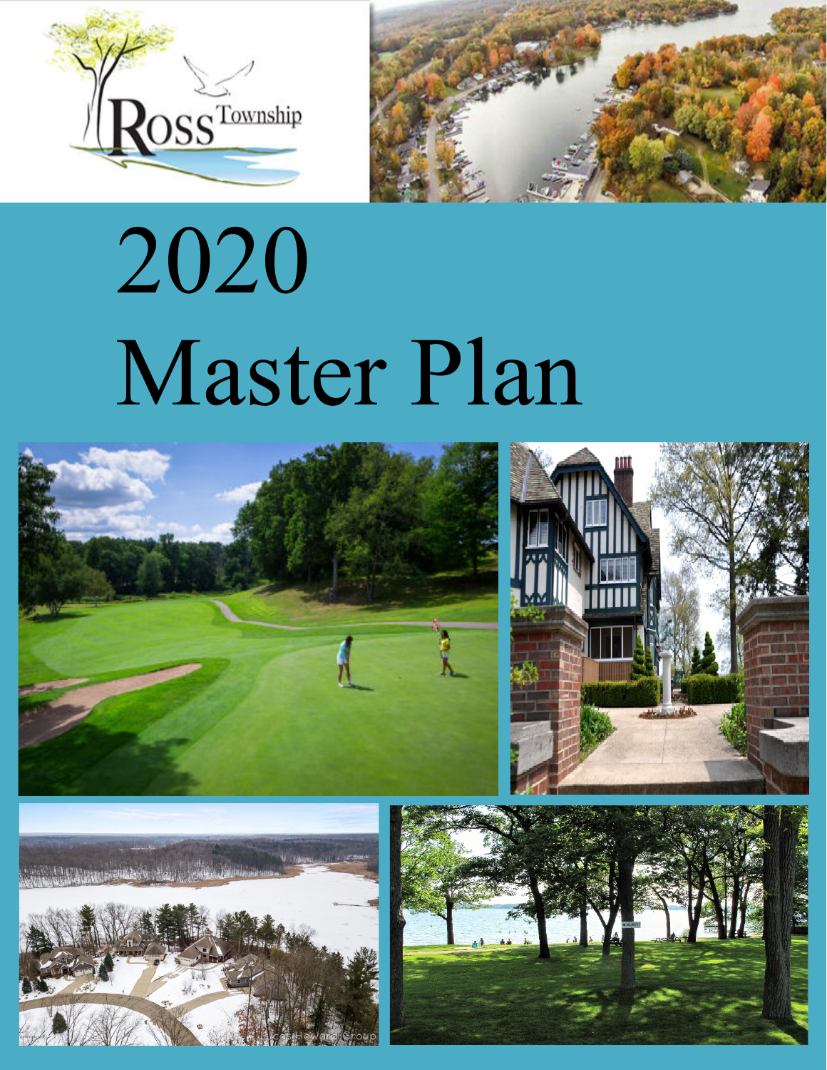Ross Township

# 2020 Master Plan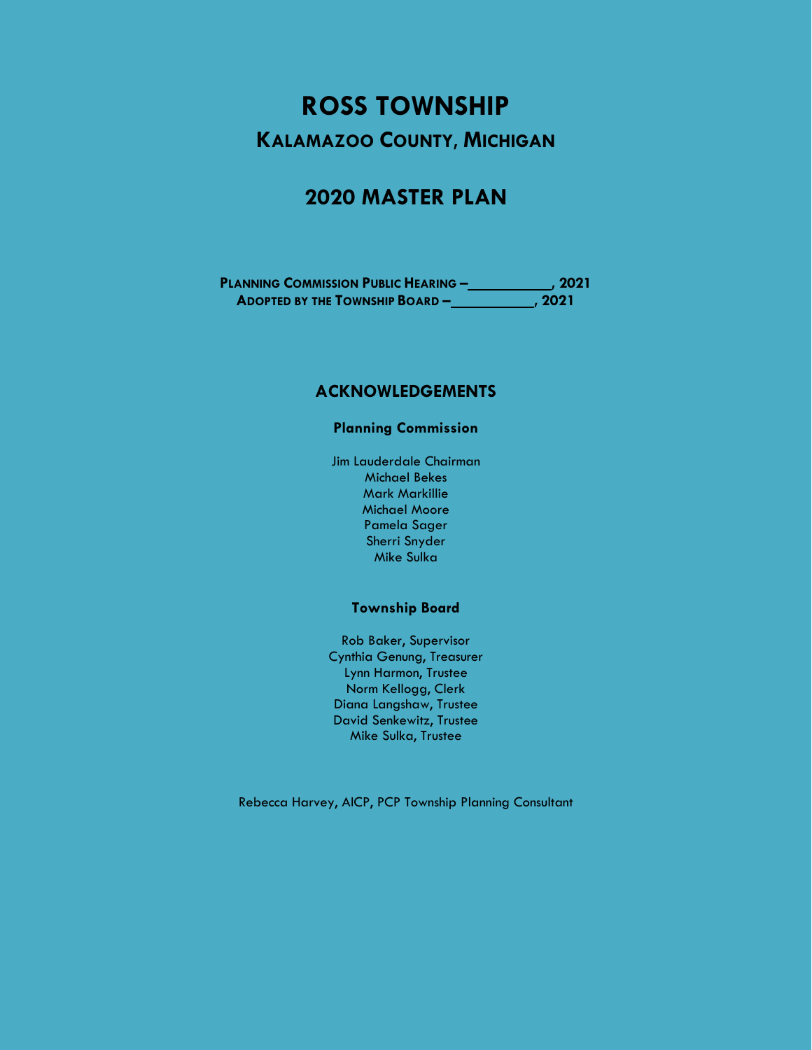# ROSS TOWNSHIP

## KALAMAZOO COUNTY, MICHIGAN

## 2020 MASTER PLAN

**PLANNING COMMISSION PUBLIC HEARING – __________, 2021**
**ADOPTED BY THE TOWNSHIP BOARD – __________, 2021**

## ACKNOWLEDGEMENTS

### Planning Commission

Jim Lauderdale Chairman
Michael Bekes
Mark Markillie
Michael Moore
Pamela Sager
Sherri Snyder
Mike Sulka

### Township Board

Rob Baker, Supervisor
Cynthia Genung, Treasurer
Lynn Harmon, Trustee
Norm Kellogg, Clerk
Diana Langshaw, Trustee
David Senkewitz, Trustee
Mike Sulka, Trustee

Rebecca Harvey, AICP, PCP Township Planning Consultant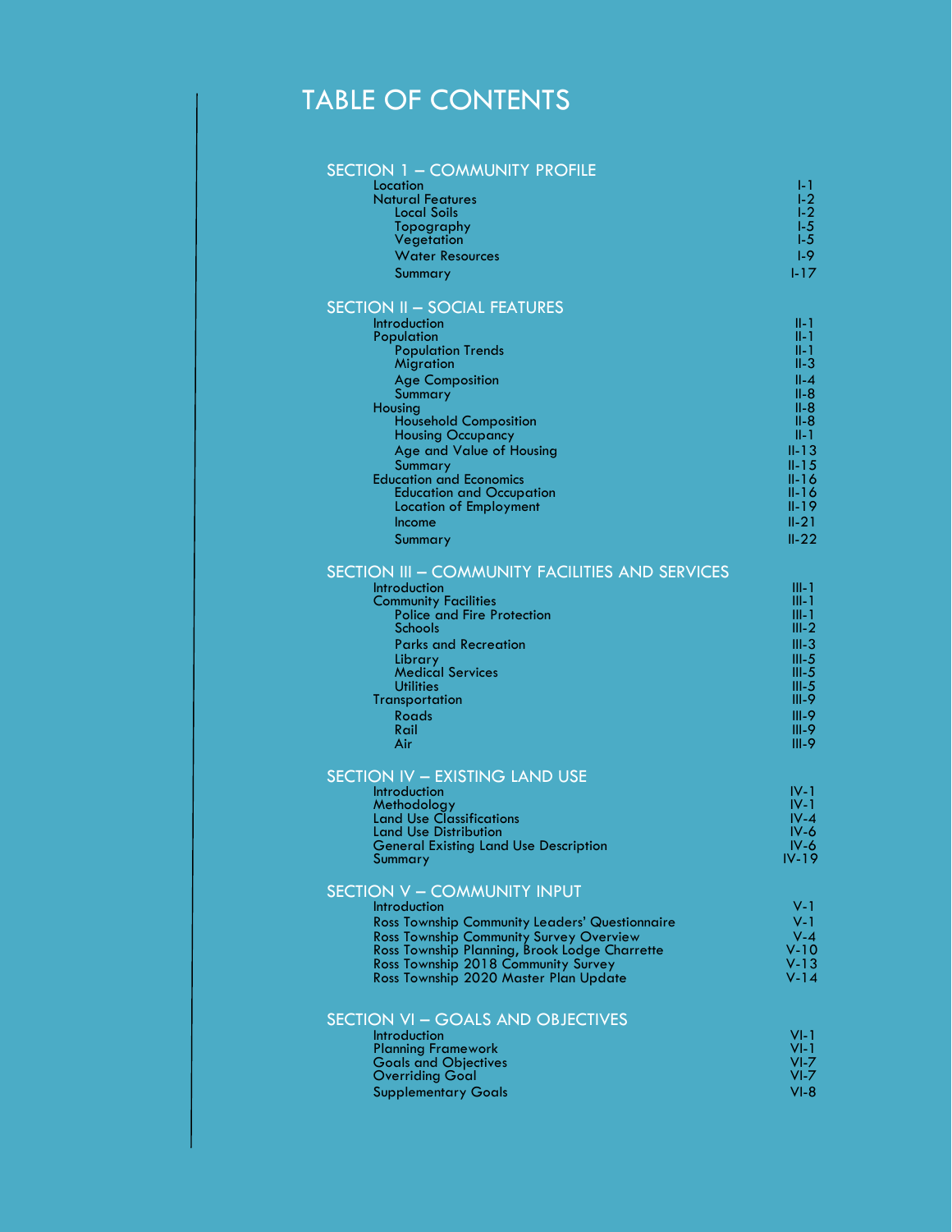# TABLE OF CONTENTS

## SECTION 1 – COMMUNITY PROFILE

| | |
|---|---|
| Location | I-1 |
| Natural Features | I-2 |
| Local Soils | I-2 |
| Topography | I-5 |
| Vegetation | I-5 |
| Water Resources | I-9 |
| Summary | I-17 |

## SECTION II – SOCIAL FEATURES

| | |
|---|---|
| Introduction | II-1 |
| Population | II-1 |
| Population Trends | II-1 |
| Migration | II-3 |
| Age Composition | II-4 |
| Summary | II-8 |
| Housing | II-8 |
| Household Composition | II-8 |
| Housing Occupancy | II-1 |
| Age and Value of Housing | II-13 |
| Summary | II-15 |
| Education and Economics | II-16 |
| Education and Occupation | II-16 |
| Location of Employment | II-19 |
| Income | II-21 |
| Summary | II-22 |

## SECTION III – COMMUNITY FACILITIES AND SERVICES

| | |
|---|---|
| Introduction | III-1 |
| Community Facilities | III-1 |
| Police and Fire Protection | III-1 |
| Schools | III-2 |
| Parks and Recreation | III-3 |
| Library | III-5 |
| Medical Services | III-5 |
| Utilities | III-5 |
| Transportation | III-9 |
| Roads | III-9 |
| Rail | III-9 |
| Air | III-9 |

## SECTION IV – EXISTING LAND USE

| | |
|---|---|
| Introduction | IV-1 |
| Methodology | IV-1 |
| Land Use Classifications | IV-4 |
| Land Use Distribution | IV-6 |
| General Existing Land Use Description | IV-6 |
| Summary | IV-19 |

## SECTION V – COMMUNITY INPUT

| | |
|---|---|
| Introduction | V-1 |
| Ross Township Community Leaders' Questionnaire | V-1 |
| Ross Township Community Survey Overview | V-4 |
| Ross Township Planning, Brook Lodge Charrette | V-10 |
| Ross Township 2018 Community Survey | V-13 |
| Ross Township 2020 Master Plan Update | V-14 |

## SECTION VI – GOALS AND OBJECTIVES

| | |
|---|---|
| Introduction | VI-1 |
| Planning Framework | VI-1 |
| Goals and Objectives | VI-7 |
| Overriding Goal | VI-7 |
| Supplementary Goals | VI-8 |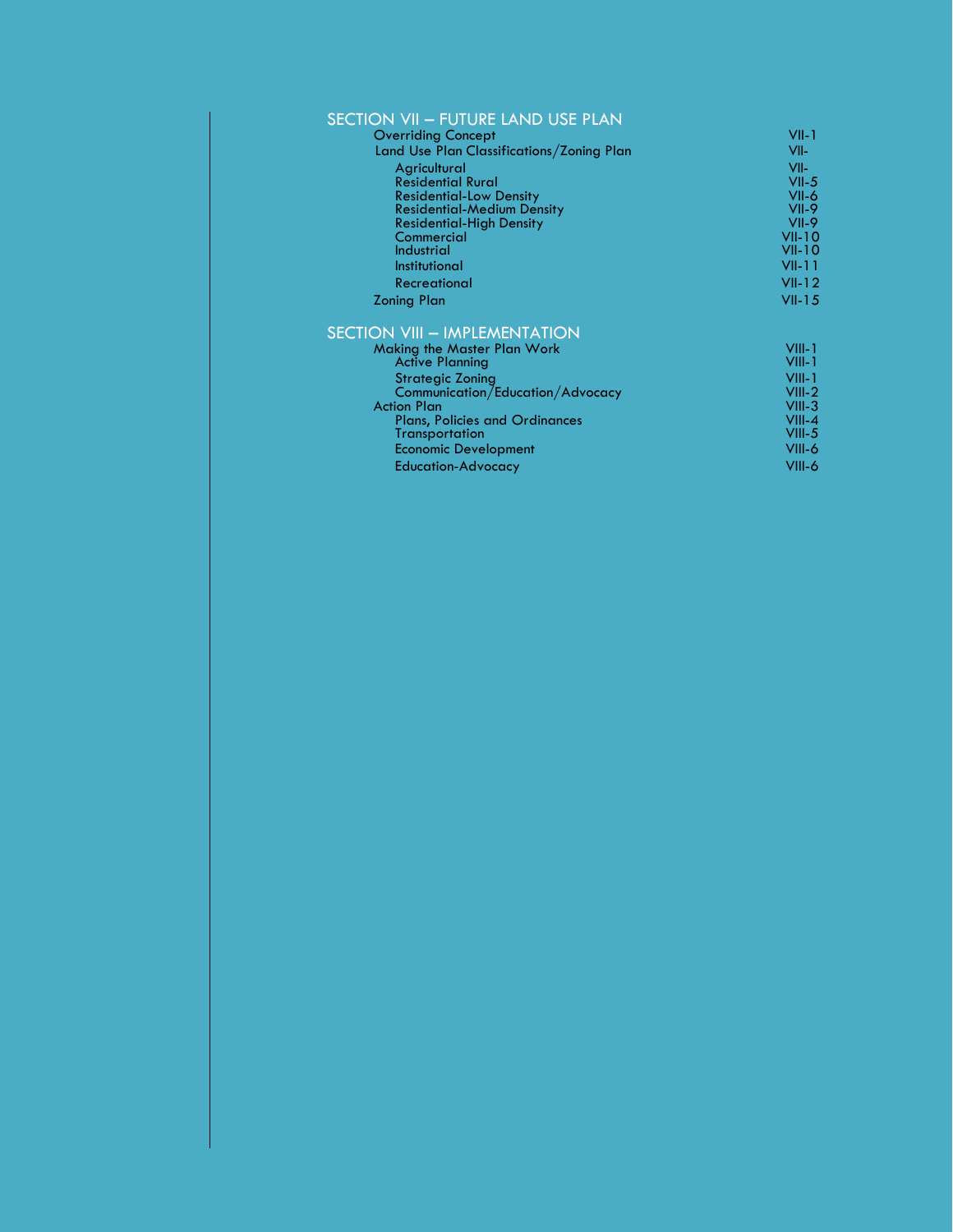## SECTION VII – FUTURE LAND USE PLAN

| | |
|---|---|
| Overriding Concept | VII-1 |
| Land Use Plan Classifications/Zoning Plan | VII- |
| Agricultural | VII- |
| Residential Rural | VII-5 |
| Residential-Low Density | VII-6 |
| Residential-Medium Density | VII-9 |
| Residential-High Density | VII-9 |
| Commercial | VII-10 |
| Industrial | VII-10 |
| Institutional | VII-11 |
| Recreational | VII-12 |
| Zoning Plan | VII-15 |

## SECTION VIII – IMPLEMENTATION

| | |
|---|---|
| Making the Master Plan Work | VIII-1 |
| Active Planning | VIII-1 |
| Strategic Zoning | VIII-1 |
| Communication/Education/Advocacy | VIII-2 |
| Action Plan | VIII-3 |
| Plans, Policies and Ordinances | VIII-4 |
| Transportation | VIII-5 |
| Economic Development | VIII-6 |
| Education-Advocacy | VIII-6 |